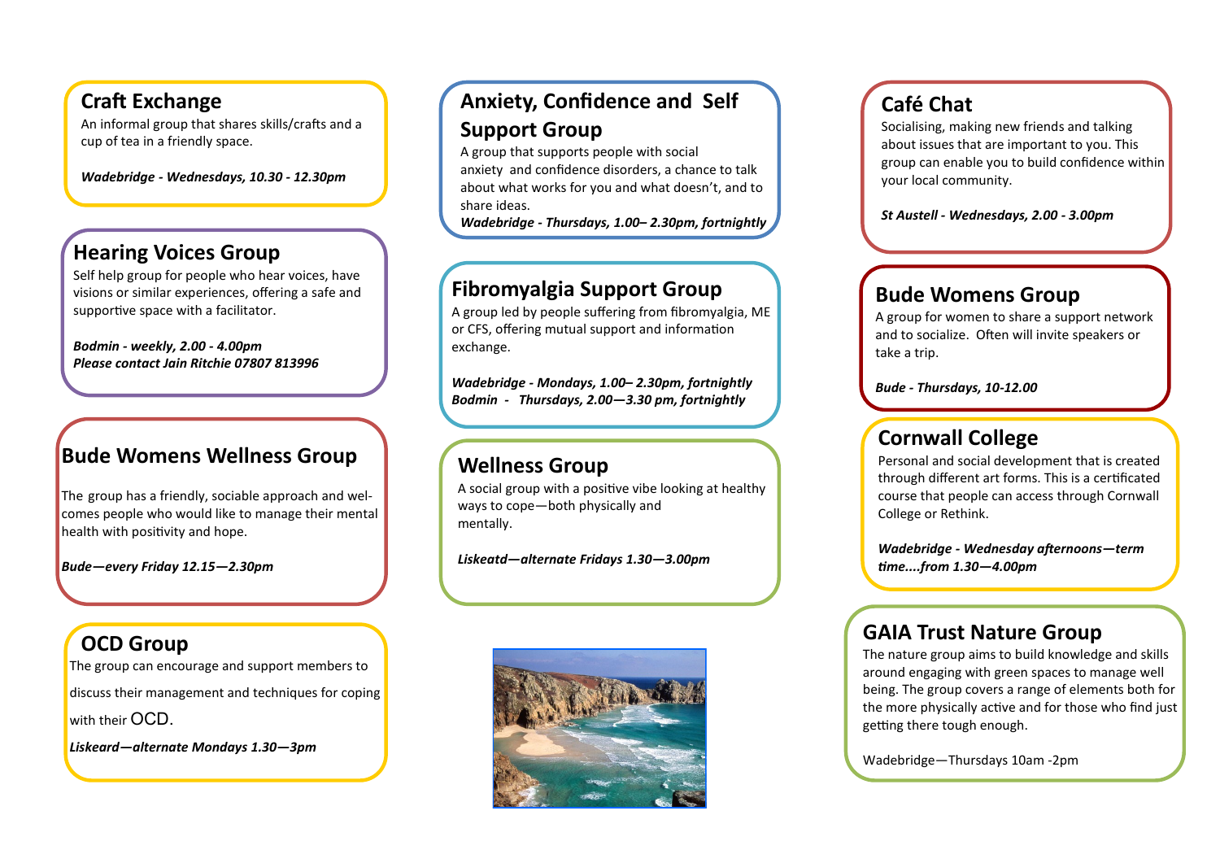## Craft Exchange

An informal group that shares skills/crafts and a cup of tea in a friendly space.

***Wadebridge - Wednesdays, 10.30 - 12.30pm***

## Hearing Voices Group

Self help group for people who hear voices, have visions or similar experiences, offering a safe and supportive space with a facilitator.

***Bodmin - weekly, 2.00 - 4.00pm***
***Please contact Jain Ritchie 07807 813996***

## Bude Womens Wellness Group

The group has a friendly, sociable approach and welcomes people who would like to manage their mental health with positivity and hope.

***Bude—every Friday 12.15—2.30pm***

## OCD Group

The group can encourage and support members to discuss their management and techniques for coping with their OCD.

***Liskeard—alternate Mondays 1.30—3pm***

## Anxiety, Confidence and Self Support Group

A group that supports people with social anxiety and confidence disorders, a chance to talk about what works for you and what doesn't, and to share ideas.

***Wadebridge - Thursdays, 1.00– 2.30pm, fortnightly***

## Fibromyalgia Support Group

A group led by people suffering from fibromyalgia, ME or CFS, offering mutual support and information exchange.

***Wadebridge - Mondays, 1.00– 2.30pm, fortnightly***
***Bodmin - Thursdays, 2.00—3.30 pm, fortnightly***

## Wellness Group

A social group with a positive vibe looking at healthy ways to cope—both physically and mentally.

***Liskeatd—alternate Fridays 1.30—3.00pm***

## Café Chat

Socialising, making new friends and talking about issues that are important to you. This group can enable you to build confidence within your local community.

***St Austell - Wednesdays, 2.00 - 3.00pm***

## Bude Womens Group

A group for women to share a support network and to socialize. Often will invite speakers or take a trip.

***Bude - Thursdays, 10-12.00***

## Cornwall College

Personal and social development that is created through different art forms. This is a certificated course that people can access through Cornwall College or Rethink.

***Wadebridge - Wednesday afternoons—term time....from 1.30—4.00pm***

## GAIA Trust Nature Group

The nature group aims to build knowledge and skills around engaging with green spaces to manage well being. The group covers a range of elements both for the more physically active and for those who find just getting there tough enough.

Wadebridge—Thursdays 10am -2pm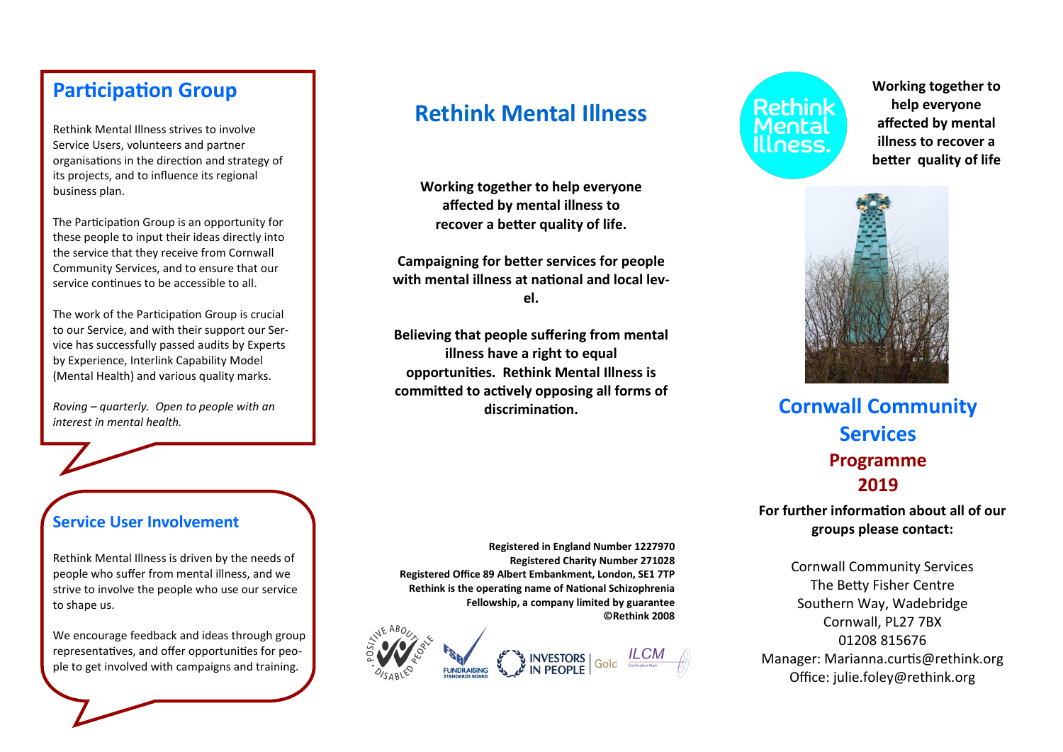## Participation Group

Rethink Mental Illness strives to involve Service Users, volunteers and partner organisations in the direction and strategy of its projects, and to influence its regional business plan.

The Participation Group is an opportunity for these people to input their ideas directly into the service that they receive from Cornwall Community Services, and to ensure that our service continues to be accessible to all.

The work of the Participation Group is crucial to our Service, and with their support our Service has successfully passed audits by Experts by Experience, Interlink Capability Model (Mental Health) and various quality marks.

*Roving – quarterly. Open to people with an interest in mental health.*

### Service User Involvement

Rethink Mental Illness is driven by the needs of people who suffer from mental illness, and we strive to involve the people who use our service to shape us.

We encourage feedback and ideas through group representatives, and offer opportunities for people to get involved with campaigns and training.

# Rethink Mental Illness

**Working together to help everyone affected by mental illness to recover a better quality of life.**

**Campaigning for better services for people with mental illness at national and local level.**

**Believing that people suffering from mental illness have a right to equal opportunities. Rethink Mental Illness is committed to actively opposing all forms of discrimination.**

**Registered in England Number 1227970**
**Registered Charity Number 271028**
**Registered Office 89 Albert Embankment, London, SE1 7TP**
**Rethink is the operating name of National Schizophrenia Fellowship, a company limited by guarantee**
**©Rethink 2008**

Positive About Disabled People · FSB Fundraising Standards Board · Investors in People Gold · ILCM

Rethink Mental Illness.

**Working together to help everyone affected by mental illness to recover a better quality of life**

## Cornwall Community Services

### Programme 2019

**For further information about all of our groups please contact:**

Cornwall Community Services
The Betty Fisher Centre
Southern Way, Wadebridge
Cornwall, PL27 7BX
01208 815676
Manager: Marianna.curtis@rethink.org
Office: julie.foley@rethink.org